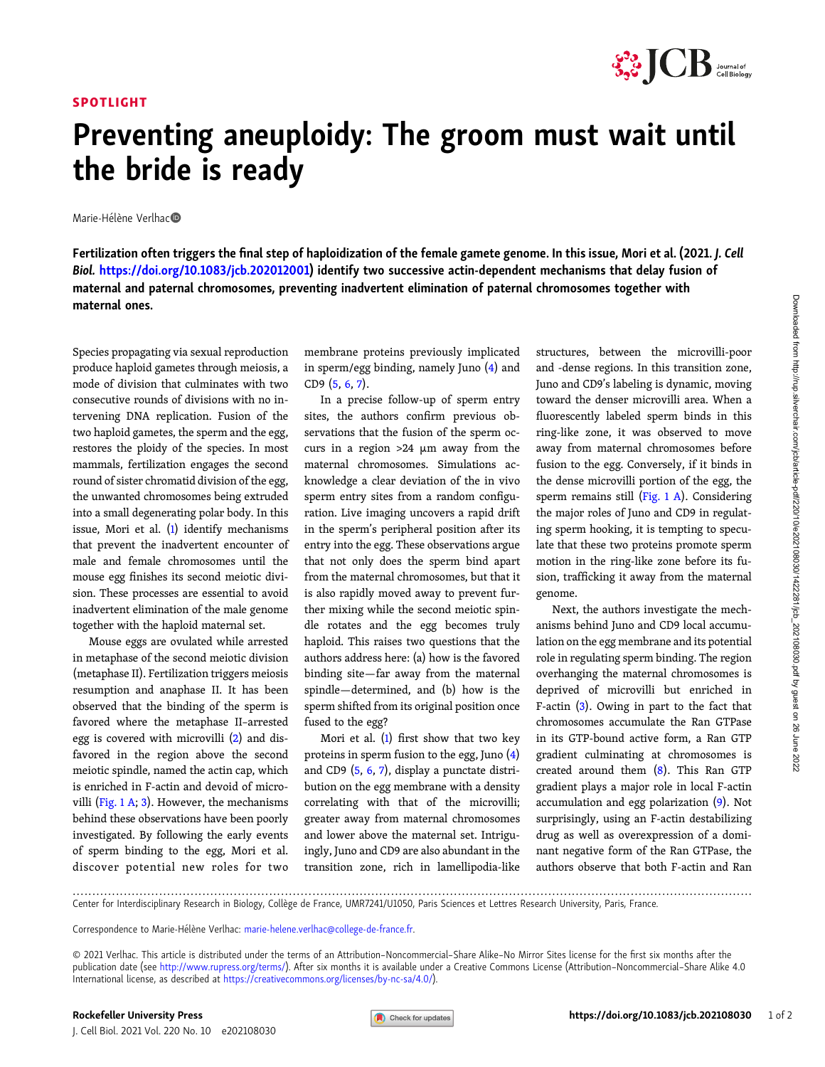**SPOTLIGHT**

# Preventing aneuploidy: The groom must wait until the bride is ready

Marie-Hélène Verlhac

**Fertilization often triggers the final step of haploidization of the female gamete genome. In this issue, Mori et al. (2021. *J. Cell Biol.* https://doi.org/10.1083/jcb.202012001) identify two successive actin-dependent mechanisms that delay fusion of maternal and paternal chromosomes, preventing inadvertent elimination of paternal chromosomes together with maternal ones.**

Species propagating via sexual reproduction produce haploid gametes through meiosis, a mode of division that culminates with two consecutive rounds of divisions with no intervening DNA replication. Fusion of the two haploid gametes, the sperm and the egg, restores the ploidy of the species. In most mammals, fertilization engages the second round of sister chromatid division of the egg, the unwanted chromosomes being extruded into a small degenerating polar body. In this issue, Mori et al. (1) identify mechanisms that prevent the inadvertent encounter of male and female chromosomes until the mouse egg finishes its second meiotic division. These processes are essential to avoid inadvertent elimination of the male genome together with the haploid maternal set.

Mouse eggs are ovulated while arrested in metaphase of the second meiotic division (metaphase II). Fertilization triggers meiosis resumption and anaphase II. It has been observed that the binding of the sperm is favored where the metaphase II–arrested egg is covered with microvilli (2) and disfavored in the region above the second meiotic spindle, named the actin cap, which is enriched in F-actin and devoid of microvilli (Fig. 1 A; 3). However, the mechanisms behind these observations have been poorly investigated. By following the early events of sperm binding to the egg, Mori et al. discover potential new roles for two membrane proteins previously implicated in sperm/egg binding, namely Juno (4) and CD9 (5, 6, 7).

In a precise follow-up of sperm entry sites, the authors confirm previous observations that the fusion of the sperm occurs in a region >24 µm away from the maternal chromosomes. Simulations acknowledge a clear deviation of the in vivo sperm entry sites from a random configuration. Live imaging uncovers a rapid drift in the sperm's peripheral position after its entry into the egg. These observations argue that not only does the sperm bind apart from the maternal chromosomes, but that it is also rapidly moved away to prevent further mixing while the second meiotic spindle rotates and the egg becomes truly haploid. This raises two questions that the authors address here: (a) how is the favored binding site—far away from the maternal spindle—determined, and (b) how is the sperm shifted from its original position once fused to the egg?

Mori et al. (1) first show that two key proteins in sperm fusion to the egg, Juno (4) and CD9 (5, 6, 7), display a punctate distribution on the egg membrane with a density correlating with that of the microvilli; greater away from maternal chromosomes and lower above the maternal set. Intriguingly, Juno and CD9 are also abundant in the transition zone, rich in lamellipodia-like structures, between the microvilli-poor and -dense regions. In this transition zone, Juno and CD9's labeling is dynamic, moving toward the denser microvilli area. When a fluorescently labeled sperm binds in this ring-like zone, it was observed to move away from maternal chromosomes before fusion to the egg. Conversely, if it binds in the dense microvilli portion of the egg, the sperm remains still (Fig. 1 A). Considering the major roles of Juno and CD9 in regulating sperm hooking, it is tempting to speculate that these two proteins promote sperm motion in the ring-like zone before its fusion, trafficking it away from the maternal genome.

Next, the authors investigate the mechanisms behind Juno and CD9 local accumulation on the egg membrane and its potential role in regulating sperm binding. The region overhanging the maternal chromosomes is deprived of microvilli but enriched in F-actin (3). Owing in part to the fact that chromosomes accumulate the Ran GTPase in its GTP-bound active form, a Ran GTP gradient culminating at chromosomes is created around them (8). This Ran GTP gradient plays a major role in local F-actin accumulation and egg polarization (9). Not surprisingly, using an F-actin destabilizing drug as well as overexpression of a dominant negative form of the Ran GTPase, the authors observe that both F-actin and Ran

Center for Interdisciplinary Research in Biology, Collège de France, UMR7241/U1050, Paris Sciences et Lettres Research University, Paris, France.

Correspondence to Marie-Hélène Verlhac: marie-helene.verlhac@college-de-france.fr.

© 2021 Verlhac. This article is distributed under the terms of an Attribution–Noncommercial–Share Alike–No Mirror Sites license for the first six months after the publication date (see http://www.rupress.org/terms/). After six months it is available under a Creative Commons License (Attribution–Noncommercial–Share Alike 4.0 International license, as described at https://creativecommons.org/licenses/by-nc-sa/4.0/).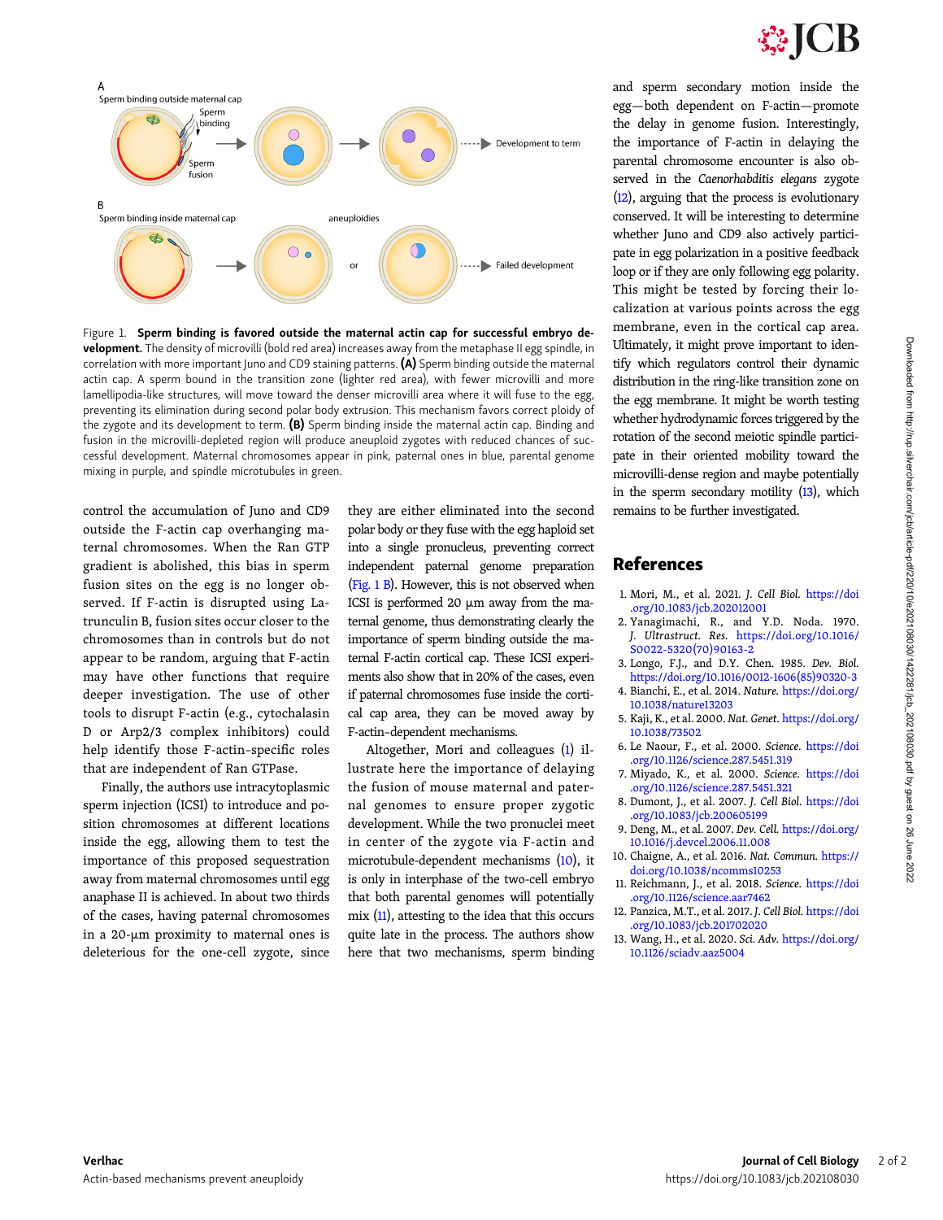A
Sperm binding outside maternal cap
Sperm binding
Sperm fusion
Development to term

B
Sperm binding inside maternal cap
aneuploidies
or
Failed development

Figure 1. **Sperm binding is favored outside the maternal actin cap for successful embryo development.** The density of microvilli (bold red area) increases away from the metaphase II egg spindle, in correlation with more important Juno and CD9 staining patterns. **(A)** Sperm binding outside the maternal actin cap. A sperm bound in the transition zone (lighter red area), with fewer microvilli and more lamellipodia-like structures, will move toward the denser microvilli area where it will fuse to the egg, preventing its elimination during second polar body extrusion. This mechanism favors correct ploidy of the zygote and its development to term. **(B)** Sperm binding inside the maternal actin cap. Binding and fusion in the microvilli-depleted region will produce aneuploid zygotes with reduced chances of successful development. Maternal chromosomes appear in pink, paternal ones in blue, parental genome mixing in purple, and spindle microtubules in green.

control the accumulation of Juno and CD9 outside the F-actin cap overhanging maternal chromosomes. When the Ran GTP gradient is abolished, this bias in sperm fusion sites on the egg is no longer observed. If F-actin is disrupted using Latrunculin B, fusion sites occur closer to the chromosomes than in controls but do not appear to be random, arguing that F-actin may have other functions that require deeper investigation. The use of other tools to disrupt F-actin (e.g., cytochalasin D or Arp2/3 complex inhibitors) could help identify those F-actin–specific roles that are independent of Ran GTPase.

Finally, the authors use intracytoplasmic sperm injection (ICSI) to introduce and position sperm chromosomes at different locations inside the egg, allowing them to test the importance of this proposed sequestration away from maternal chromosomes until egg anaphase II is achieved. In about two thirds of the cases, having paternal chromosomes in a 20-µm proximity to maternal ones is deleterious for the one-cell zygote, since they are either eliminated into the second polar body or they fuse with the egg haploid set into a single pronucleus, preventing correct independent paternal genome preparation (Fig. 1 B). However, this is not observed when ICSI is performed 20 µm away from the maternal genome, thus demonstrating clearly the importance of sperm binding outside the maternal F-actin cortical cap. These ICSI experiments also show that in 20% of the cases, even if paternal chromosomes fuse inside the cortical cap area, they can be moved away by F-actin–dependent mechanisms.

Altogether, Mori and colleagues (1) illustrate here the importance of delaying the fusion of mouse maternal and paternal genomes to ensure proper zygotic development. While the two pronuclei meet in center of the zygote via F-actin and microtubule-dependent mechanisms (10), it is only in interphase of the two-cell embryo that both parental genomes will potentially mix (11), attesting to the idea that this occurs quite late in the process. The authors show here that two mechanisms, sperm binding and sperm secondary motion inside the egg—both dependent on F-actin—promote the delay in genome fusion. Interestingly, the importance of F-actin in delaying the parental chromosome encounter is also observed in the *Caenorhabditis elegans* zygote (12), arguing that the process is evolutionary conserved. It will be interesting to determine whether Juno and CD9 also actively participate in egg polarization in a positive feedback loop or if they are only following egg polarity. This might be tested by forcing their localization at various points across the egg membrane, even in the cortical cap area. Ultimately, it might prove important to identify which regulators control their dynamic distribution in the ring-like transition zone on the egg membrane. It might be worth testing whether hydrodynamic forces triggered by the rotation of the second meiotic spindle participate in their oriented mobility toward the microvilli-dense region and maybe potentially in the sperm secondary motility (13), which remains to be further investigated.

## References

1. Mori, M., et al. 2021. *J. Cell Biol.* https://doi.org/10.1083/jcb.202012001
2. Yanagimachi, R., and Y.D. Noda. 1970. *J. Ultrastruct. Res.* https://doi.org/10.1016/S0022-5320(70)90163-2
3. Longo, F.J., and D.Y. Chen. 1985. *Dev. Biol.* https://doi.org/10.1016/0012-1606(85)90320-3
4. Bianchi, E., et al. 2014. *Nature.* https://doi.org/10.1038/nature13203
5. Kaji, K., et al. 2000. *Nat. Genet.* https://doi.org/10.1038/73502
6. Le Naour, F., et al. 2000. *Science.* https://doi.org/10.1126/science.287.5451.319
7. Miyado, K., et al. 2000. *Science.* https://doi.org/10.1126/science.287.5451.321
8. Dumont, J., et al. 2007. *J. Cell Biol.* https://doi.org/10.1083/jcb.200605199
9. Deng, M., et al. 2007. *Dev. Cell.* https://doi.org/10.1016/j.devcel.2006.11.008
10. Chaigne, A., et al. 2016. *Nat. Commun.* https://doi.org/10.1038/ncomms10253
11. Reichmann, J., et al. 2018. *Science.* https://doi.org/10.1126/science.aar7462
12. Panzica, M.T., et al. 2017. *J. Cell Biol.* https://doi.org/10.1083/jcb.201702020
13. Wang, H., et al. 2020. *Sci. Adv.* https://doi.org/10.1126/sciadv.aaz5004